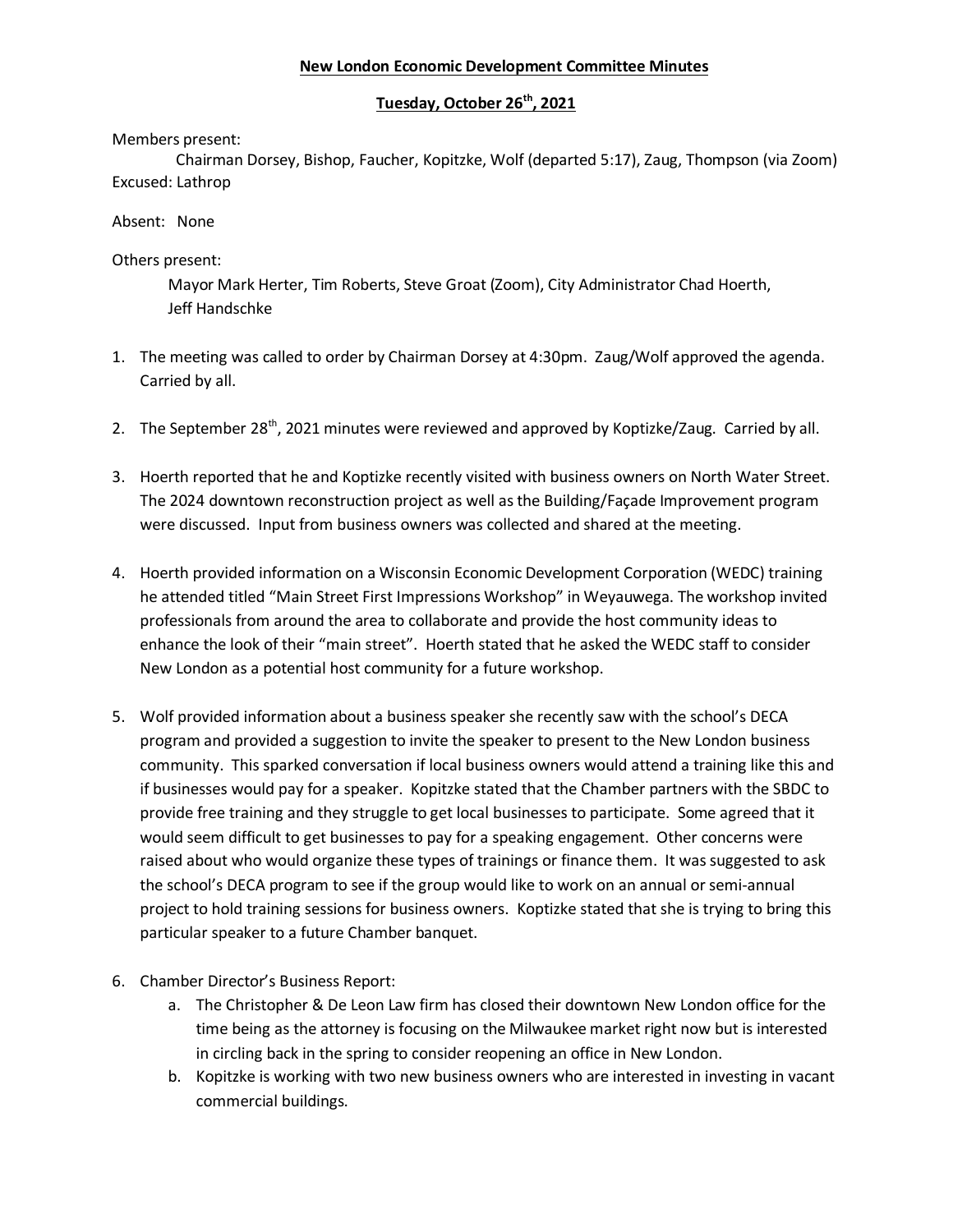**New London Economic Development Committee Minutes**

**Tuesday, October 26th, 2021**

Members present:
Chairman Dorsey, Bishop, Faucher, Kopitzke, Wolf (departed 5:17), Zaug, Thompson (via Zoom)
Excused: Lathrop

Absent: None

Others present:
Mayor Mark Herter, Tim Roberts, Steve Groat (Zoom), City Administrator Chad Hoerth, Jeff Handschke

1. The meeting was called to order by Chairman Dorsey at 4:30pm. Zaug/Wolf approved the agenda. Carried by all.

2. The September 28th, 2021 minutes were reviewed and approved by Koptizke/Zaug. Carried by all.

3. Hoerth reported that he and Koptizke recently visited with business owners on North Water Street. The 2024 downtown reconstruction project as well as the Building/Façade Improvement program were discussed. Input from business owners was collected and shared at the meeting.

4. Hoerth provided information on a Wisconsin Economic Development Corporation (WEDC) training he attended titled "Main Street First Impressions Workshop" in Weyauwega. The workshop invited professionals from around the area to collaborate and provide the host community ideas to enhance the look of their "main street". Hoerth stated that he asked the WEDC staff to consider New London as a potential host community for a future workshop.

5. Wolf provided information about a business speaker she recently saw with the school's DECA program and provided a suggestion to invite the speaker to present to the New London business community. This sparked conversation if local business owners would attend a training like this and if businesses would pay for a speaker. Kopitzke stated that the Chamber partners with the SBDC to provide free training and they struggle to get local businesses to participate. Some agreed that it would seem difficult to get businesses to pay for a speaking engagement. Other concerns were raised about who would organize these types of trainings or finance them. It was suggested to ask the school's DECA program to see if the group would like to work on an annual or semi-annual project to hold training sessions for business owners. Koptizke stated that she is trying to bring this particular speaker to a future Chamber banquet.

6. Chamber Director's Business Report:
   a. The Christopher & De Leon Law firm has closed their downtown New London office for the time being as the attorney is focusing on the Milwaukee market right now but is interested in circling back in the spring to consider reopening an office in New London.
   b. Kopitzke is working with two new business owners who are interested in investing in vacant commercial buildings.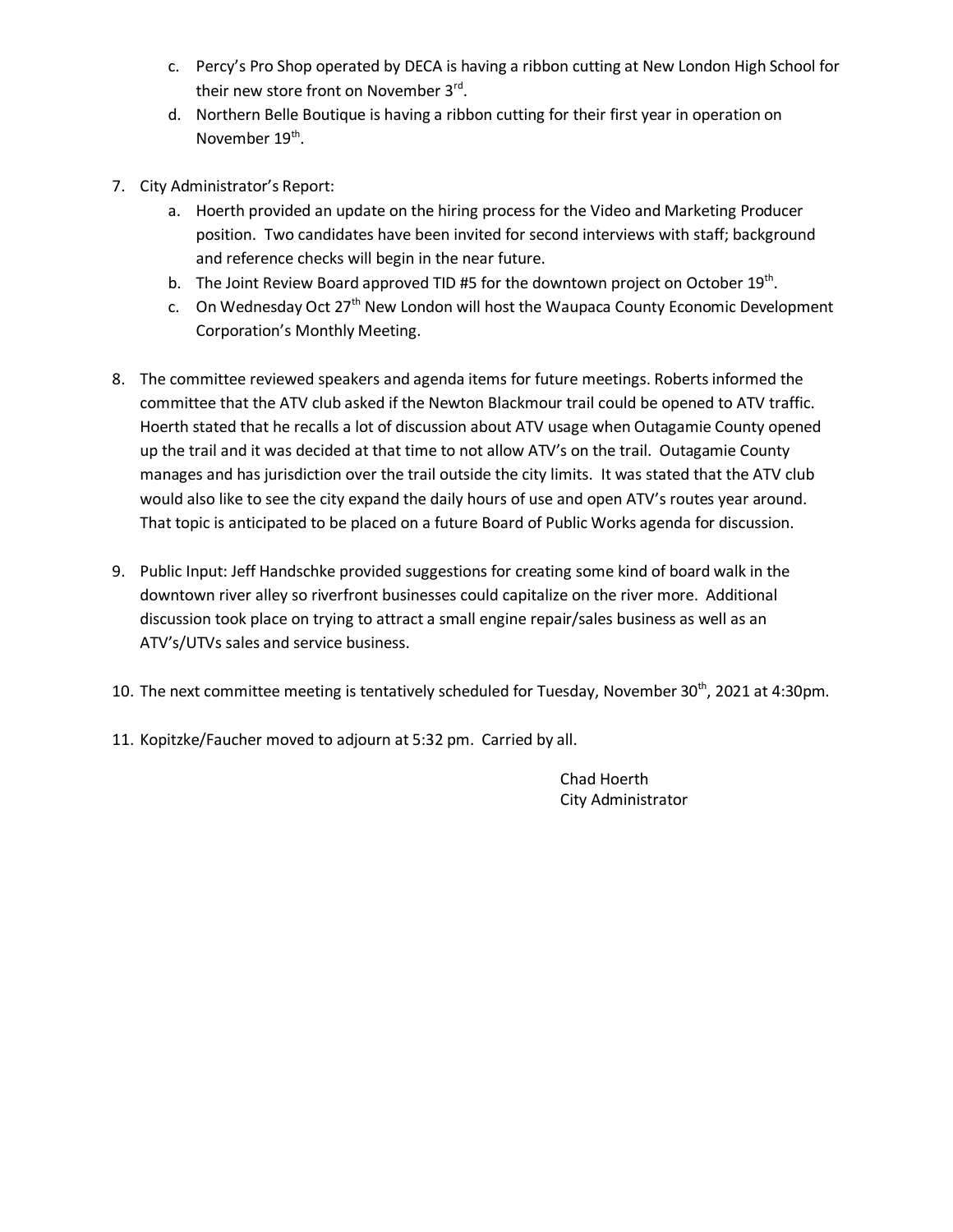c. Percy's Pro Shop operated by DECA is having a ribbon cutting at New London High School for their new store front on November 3rd.
   d. Northern Belle Boutique is having a ribbon cutting for their first year in operation on November 19th.

7. City Administrator's Report:
   a. Hoerth provided an update on the hiring process for the Video and Marketing Producer position. Two candidates have been invited for second interviews with staff; background and reference checks will begin in the near future.
   b. The Joint Review Board approved TID #5 for the downtown project on October 19th.
   c. On Wednesday Oct 27th New London will host the Waupaca County Economic Development Corporation's Monthly Meeting.

8. The committee reviewed speakers and agenda items for future meetings. Roberts informed the committee that the ATV club asked if the Newton Blackmour trail could be opened to ATV traffic. Hoerth stated that he recalls a lot of discussion about ATV usage when Outagamie County opened up the trail and it was decided at that time to not allow ATV's on the trail. Outagamie County manages and has jurisdiction over the trail outside the city limits. It was stated that the ATV club would also like to see the city expand the daily hours of use and open ATV's routes year around. That topic is anticipated to be placed on a future Board of Public Works agenda for discussion.

9. Public Input: Jeff Handschke provided suggestions for creating some kind of board walk in the downtown river alley so riverfront businesses could capitalize on the river more. Additional discussion took place on trying to attract a small engine repair/sales business as well as an ATV's/UTVs sales and service business.

10. The next committee meeting is tentatively scheduled for Tuesday, November 30th, 2021 at 4:30pm.

11. Kopitzke/Faucher moved to adjourn at 5:32 pm. Carried by all.

Chad Hoerth
City Administrator